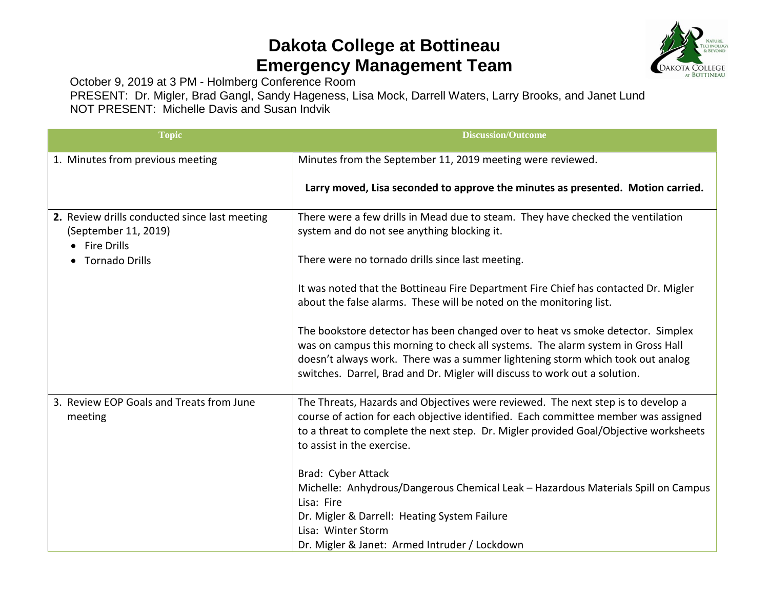# Dakota College at Bottineau
# Emergency Management Team

October 9, 2019 at 3 PM - Holmberg Conference Room
PRESENT: Dr. Migler, Brad Gangl, Sandy Hageness, Lisa Mock, Darrell Waters, Larry Brooks, and Janet Lund
NOT PRESENT: Michelle Davis and Susan Indvik

| Topic | Discussion/Outcome |
|---|---|
| 1. Minutes from previous meeting | Minutes from the September 11, 2019 meeting were reviewed.<br><br>**Larry moved, Lisa seconded to approve the minutes as presented. Motion carried.** |
| **2.** Review drills conducted since last meeting (September 11, 2019)<br>• Fire Drills<br>• Tornado Drills | There were a few drills in Mead due to steam. They have checked the ventilation system and do not see anything blocking it.<br><br>There were no tornado drills since last meeting.<br><br>It was noted that the Bottineau Fire Department Fire Chief has contacted Dr. Migler about the false alarms. These will be noted on the monitoring list.<br><br>The bookstore detector has been changed over to heat vs smoke detector. Simplex was on campus this morning to check all systems. The alarm system in Gross Hall doesn't always work. There was a summer lightening storm which took out analog switches. Darrel, Brad and Dr. Migler will discuss to work out a solution. |
| 3. Review EOP Goals and Treats from June meeting | The Threats, Hazards and Objectives were reviewed. The next step is to develop a course of action for each objective identified. Each committee member was assigned to a threat to complete the next step. Dr. Migler provided Goal/Objective worksheets to assist in the exercise.<br><br>Brad: Cyber Attack<br>Michelle: Anhydrous/Dangerous Chemical Leak – Hazardous Materials Spill on Campus<br>Lisa: Fire<br>Dr. Migler & Darrell: Heating System Failure<br>Lisa: Winter Storm<br>Dr. Migler & Janet: Armed Intruder / Lockdown |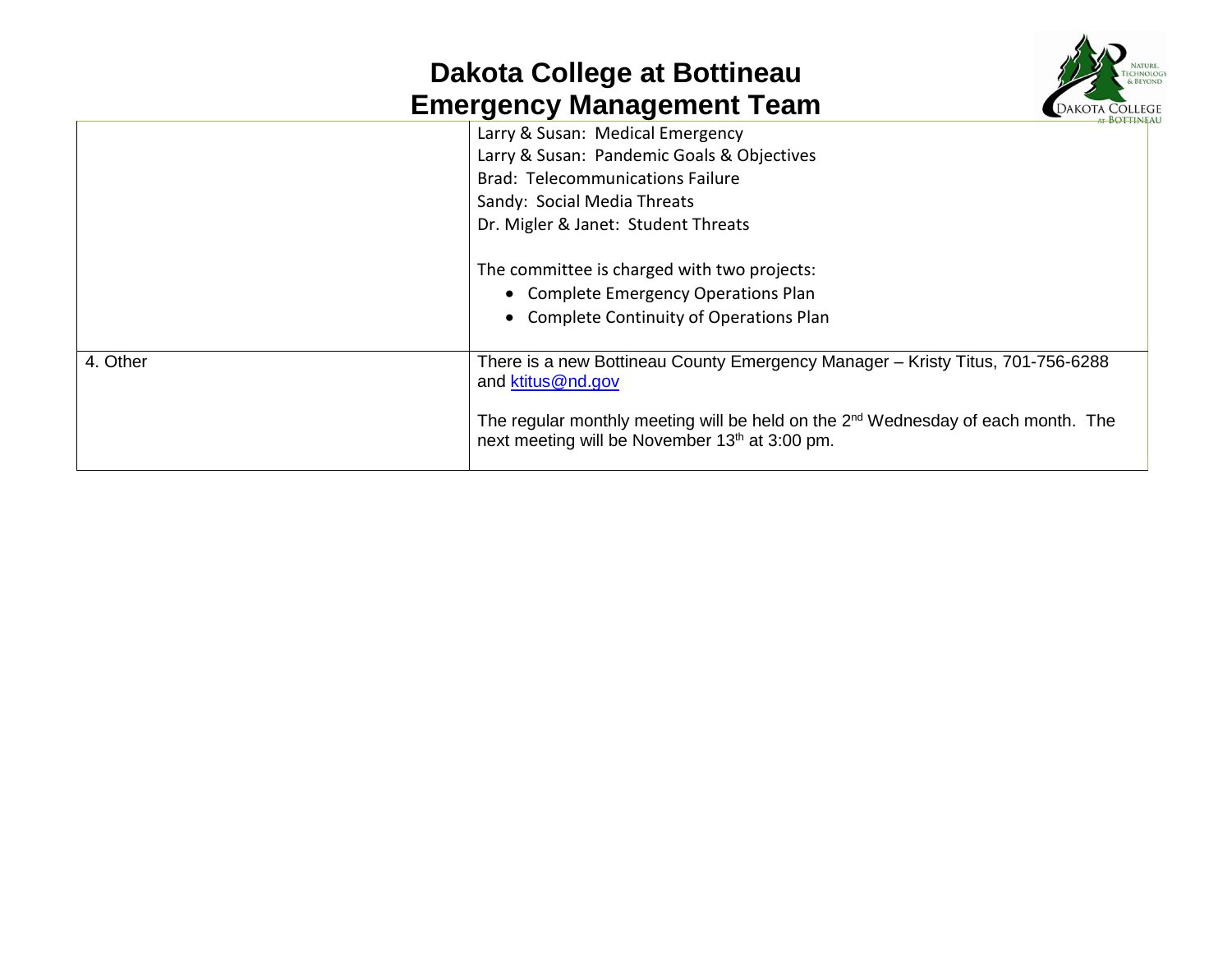# Dakota College at Bottineau
# Emergency Management Team

| | |
|---|---|
| | Larry & Susan: Medical Emergency<br>Larry & Susan: Pandemic Goals & Objectives<br>Brad: Telecommunications Failure<br>Sandy: Social Media Threats<br>Dr. Migler & Janet: Student Threats<br><br>The committee is charged with two projects:<br>• Complete Emergency Operations Plan<br>• Complete Continuity of Operations Plan |
| 4. Other | There is a new Bottineau County Emergency Manager – Kristy Titus, 701-756-6288 and ktitus@nd.gov<br><br>The regular monthly meeting will be held on the 2nd Wednesday of each month. The next meeting will be November 13th at 3:00 pm. |